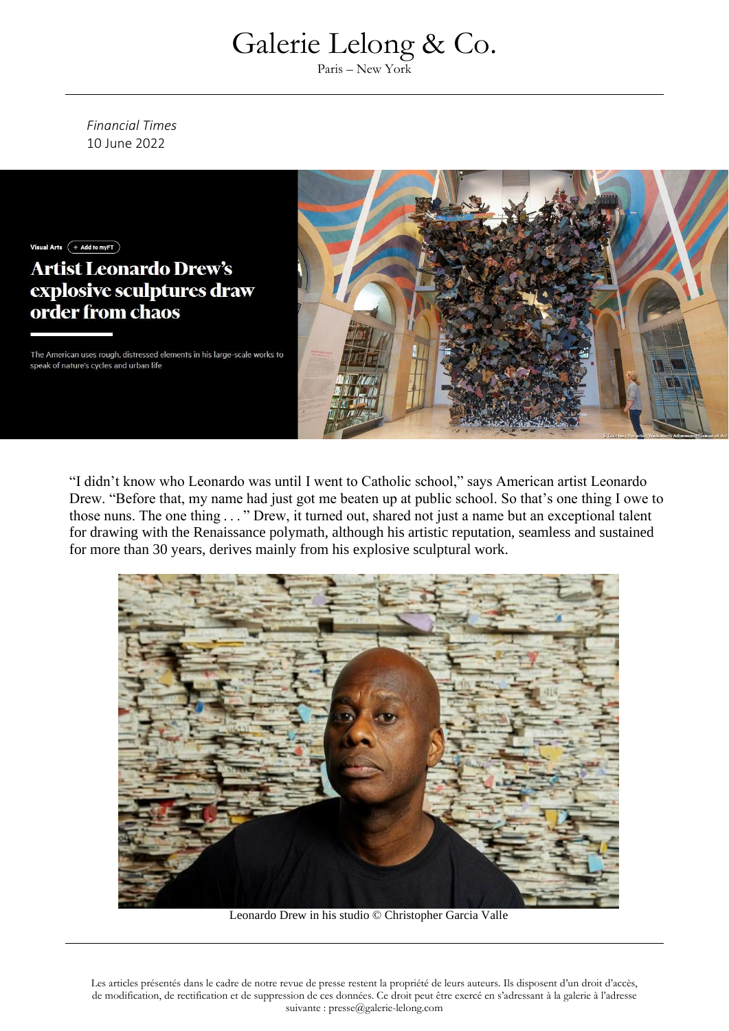# Galerie Lelong & Co.

Paris – New York

*Financial Times*
10 June 2022

Visual Arts

# Artist Leonardo Drew's explosive sculptures draw order from chaos

The American uses rough, distressed elements in his large-scale works to speak of nature's cycles and urban life

"I didn't know who Leonardo was until I went to Catholic school," says American artist Leonardo Drew. "Before that, my name had just got me beaten up at public school. So that's one thing I owe to those nuns. The one thing . . . " Drew, it turned out, shared not just a name but an exceptional talent for drawing with the Renaissance polymath, although his artistic reputation, seamless and sustained for more than 30 years, derives mainly from his explosive sculptural work.

Leonardo Drew in his studio © Christopher Garcia Valle

Les articles présentés dans le cadre de notre revue de presse restent la propriété de leurs auteurs. Ils disposent d'un droit d'accès, de modification, de rectification et de suppression de ces données. Ce droit peut être exercé en s'adressant à la galerie à l'adresse suivante : presse@galerie-lelong.com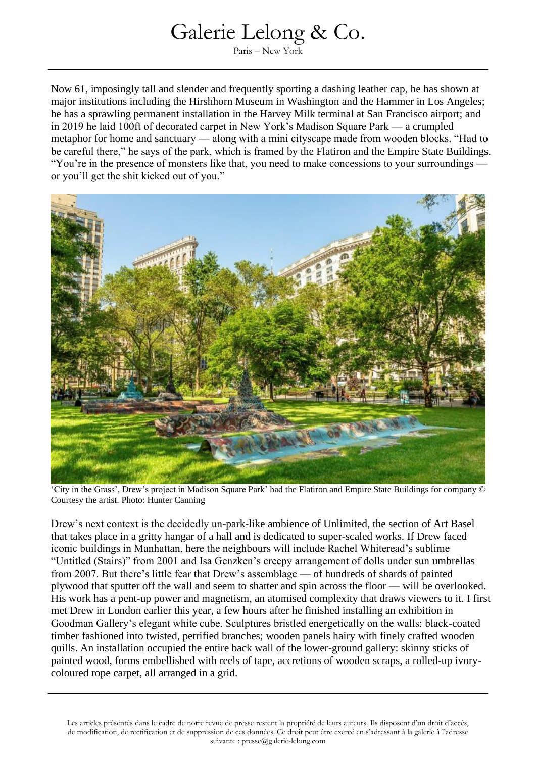Now 61, imposingly tall and slender and frequently sporting a dashing leather cap, he has shown at major institutions including the Hirshhorn Museum in Washington and the Hammer in Los Angeles; he has a sprawling permanent installation in the Harvey Milk terminal at San Francisco airport; and in 2019 he laid 100ft of decorated carpet in New York's Madison Square Park — a crumpled metaphor for home and sanctuary — along with a mini cityscape made from wooden blocks. "Had to be careful there," he says of the park, which is framed by the Flatiron and the Empire State Buildings. "You're in the presence of monsters like that, you need to make concessions to your surroundings — or you'll get the shit kicked out of you."

'City in the Grass', Drew's project in Madison Square Park' had the Flatiron and Empire State Buildings for company © Courtesy the artist. Photo: Hunter Canning

Drew's next context is the decidedly un-park-like ambience of Unlimited, the section of Art Basel that takes place in a gritty hangar of a hall and is dedicated to super-scaled works. If Drew faced iconic buildings in Manhattan, here the neighbours will include Rachel Whiteread's sublime "Untitled (Stairs)" from 2001 and Isa Genzken's creepy arrangement of dolls under sun umbrellas from 2007. But there's little fear that Drew's assemblage — of hundreds of shards of painted plywood that sputter off the wall and seem to shatter and spin across the floor — will be overlooked. His work has a pent-up power and magnetism, an atomised complexity that draws viewers to it. I first met Drew in London earlier this year, a few hours after he finished installing an exhibition in Goodman Gallery's elegant white cube. Sculptures bristled energetically on the walls: black-coated timber fashioned into twisted, petrified branches; wooden panels hairy with finely crafted wooden quills. An installation occupied the entire back wall of the lower-ground gallery: skinny sticks of painted wood, forms embellished with reels of tape, accretions of wooden scraps, a rolled-up ivory-coloured rope carpet, all arranged in a grid.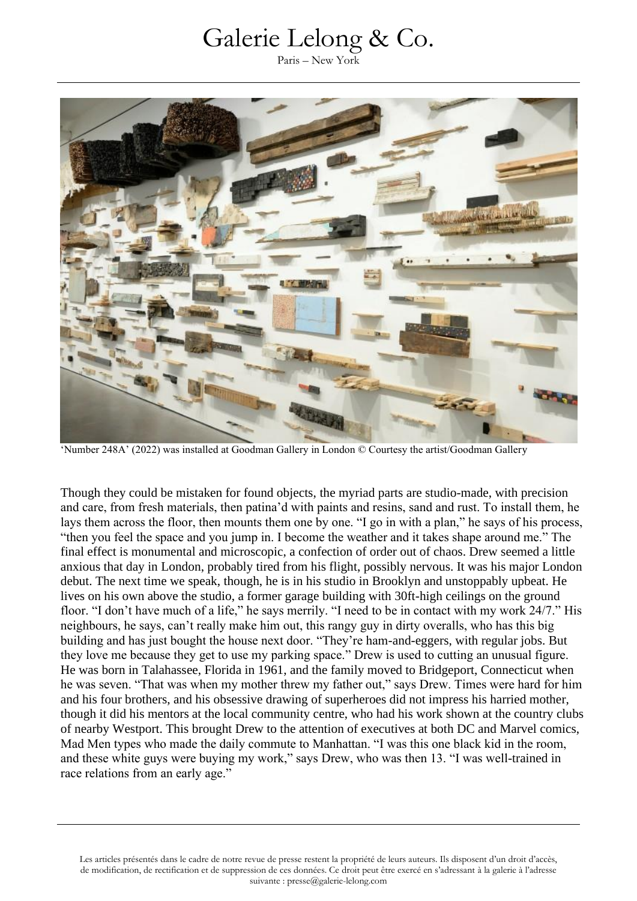'Number 248A' (2022) was installed at Goodman Gallery in London © Courtesy the artist/Goodman Gallery

Though they could be mistaken for found objects, the myriad parts are studio-made, with precision and care, from fresh materials, then patina'd with paints and resins, sand and rust. To install them, he lays them across the floor, then mounts them one by one. "I go in with a plan," he says of his process, "then you feel the space and you jump in. I become the weather and it takes shape around me." The final effect is monumental and microscopic, a confection of order out of chaos. Drew seemed a little anxious that day in London, probably tired from his flight, possibly nervous. It was his major London debut. The next time we speak, though, he is in his studio in Brooklyn and unstoppably upbeat. He lives on his own above the studio, a former garage building with 30ft-high ceilings on the ground floor. "I don't have much of a life," he says merrily. "I need to be in contact with my work 24/7." His neighbours, he says, can't really make him out, this rangy guy in dirty overalls, who has this big building and has just bought the house next door. "They're ham-and-eggers, with regular jobs. But they love me because they get to use my parking space." Drew is used to cutting an unusual figure. He was born in Talahassee, Florida in 1961, and the family moved to Bridgeport, Connecticut when he was seven. "That was when my mother threw my father out," says Drew. Times were hard for him and his four brothers, and his obsessive drawing of superheroes did not impress his harried mother, though it did his mentors at the local community centre, who had his work shown at the country clubs of nearby Westport. This brought Drew to the attention of executives at both DC and Marvel comics, Mad Men types who made the daily commute to Manhattan. "I was this one black kid in the room, and these white guys were buying my work," says Drew, who was then 13. "I was well-trained in race relations from an early age."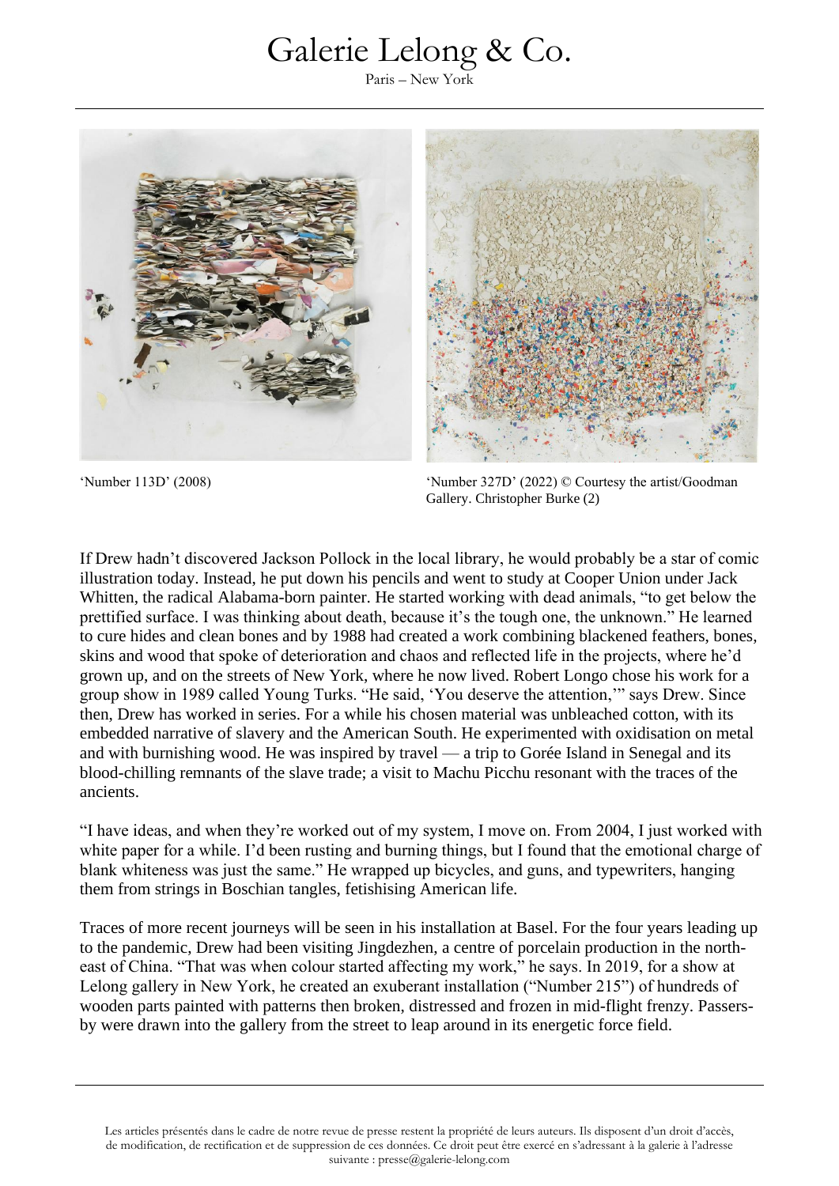'Number 113D' (2008)

'Number 327D' (2022) © Courtesy the artist/Goodman Gallery. Christopher Burke (2)

If Drew hadn't discovered Jackson Pollock in the local library, he would probably be a star of comic illustration today. Instead, he put down his pencils and went to study at Cooper Union under Jack Whitten, the radical Alabama-born painter. He started working with dead animals, "to get below the prettified surface. I was thinking about death, because it's the tough one, the unknown." He learned to cure hides and clean bones and by 1988 had created a work combining blackened feathers, bones, skins and wood that spoke of deterioration and chaos and reflected life in the projects, where he'd grown up, and on the streets of New York, where he now lived. Robert Longo chose his work for a group show in 1989 called Young Turks. "He said, 'You deserve the attention,'" says Drew. Since then, Drew has worked in series. For a while his chosen material was unbleached cotton, with its embedded narrative of slavery and the American South. He experimented with oxidisation on metal and with burnishing wood. He was inspired by travel — a trip to Gorée Island in Senegal and its blood-chilling remnants of the slave trade; a visit to Machu Picchu resonant with the traces of the ancients.

"I have ideas, and when they're worked out of my system, I move on. From 2004, I just worked with white paper for a while. I'd been rusting and burning things, but I found that the emotional charge of blank whiteness was just the same." He wrapped up bicycles, and guns, and typewriters, hanging them from strings in Boschian tangles, fetishising American life.

Traces of more recent journeys will be seen in his installation at Basel. For the four years leading up to the pandemic, Drew had been visiting Jingdezhen, a centre of porcelain production in the north-east of China. "That was when colour started affecting my work," he says. In 2019, for a show at Lelong gallery in New York, he created an exuberant installation ("Number 215") of hundreds of wooden parts painted with patterns then broken, distressed and frozen in mid-flight frenzy. Passers-by were drawn into the gallery from the street to leap around in its energetic force field.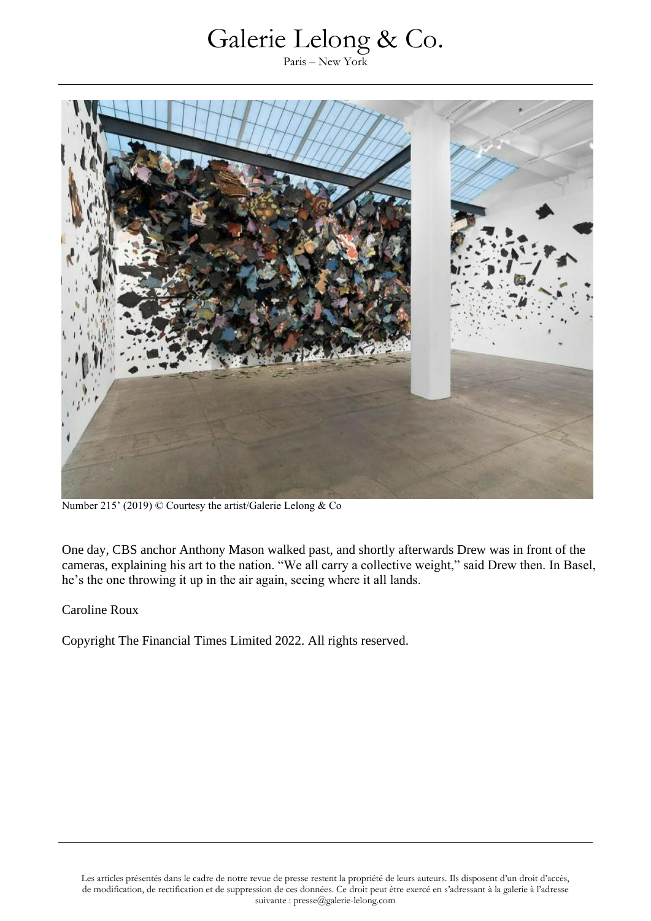Number 215' (2019) © Courtesy the artist/Galerie Lelong & Co

One day, CBS anchor Anthony Mason walked past, and shortly afterwards Drew was in front of the cameras, explaining his art to the nation. "We all carry a collective weight," said Drew then. In Basel, he's the one throwing it up in the air again, seeing where it all lands.

Caroline Roux

Copyright The Financial Times Limited 2022. All rights reserved.